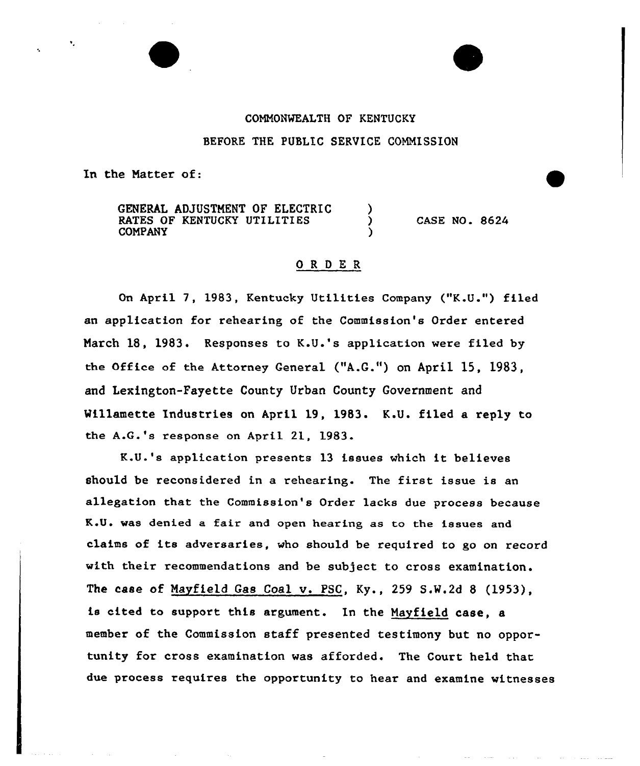COMMONWEALTH OF KENTUCKY

BEFORE THE PUBLIC SERVICE COMMISSION

In the Matter of:

GENERAL ADJUSTMENT OF ELECTRIC RATES OF KENTUCKY UTILITIES COMPANY ) ) ) CASE NO. 8624

## O R D E R

On April 7, 1983, Kentucky Utilities Company ("K.U.") filed an application for rehearing of the Commission's Order entered March 18, 1983. Responses to K.U.'s application were filed by the Office of the Attorney General ("A.G.") on April 15, 1983, and Lexington-Fayette County Urban County Government and Willamette Industries on April 19, 1983. K.U. filed a reply to the A.G.'s response on April 21, 1983.

K.U.'s application presents 13 issues which it believes should be reconsidered in a rehearing. The first issue is an allegation that the Commission's Order lacks due process because K.U. was denied a fair and open hearing as to the issues and claims of its adversaries, who should be required to go on record with their recommendations and be subject to cross examination. The case of Mayfield Gas Coal v. PSC, Ky., 259 S.W.2d 8 (1953), is cited to support this argument. In the Mayfield case, a member of the Commission staff presented testimony but no opportunity for cross examination was afforded. The Court held that due process requires the opportunity to hear and examine witnesses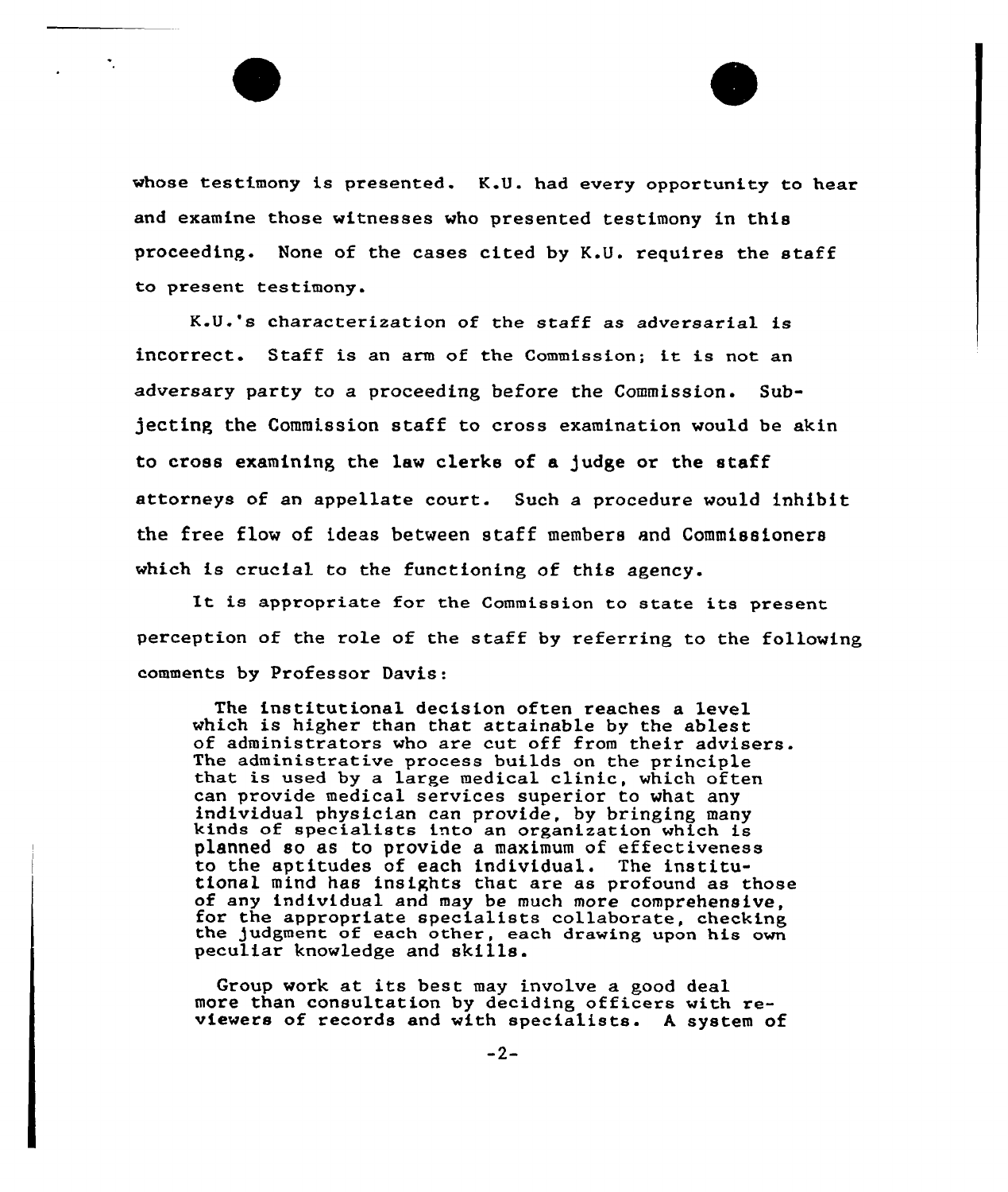whose testimony is presented. K.U. had every opportunity to hear and examine those witnesses who presented testimony in this proceeding. None of the cases cited by K.U. requires the staff to present testimony.

K.U.'s characterization of the staff as adversarial is incorrect. Staff is an arm of the Commission; it is not an adversary party to a proceeding before the Commission. Subjecting the Commission staff to cross examination would be akin to cross examining the law clerks of a judge or the staff attorneys of an appellate court. Such a procedure would inhibit the free flow of ideas between staff members and Commissioners which is crucial to the functioning of this agency.

It is appropriate for the Commission to state its present perception of the role of the staff by referring to the following comments by Professor Davis:

> The institutional decision often reaches a level which is higher than that attainable by the ablest of administrators who are cut off from their advisers. The administrative process builds on the principle that is used by a large medical clinic, which often can provide medical services superior to what any individual physician can provide, by bringing many kinds of specialists into an organization which is planned so as to provide a maximum of effectiveness to the aptitudes of each individual. The institutional mind has insights that are as profound as those of any individual and may be much more comprehensive, for the appropriate specialists collaborate, checking the judgment of each other, each drawing upon his own peculiar knowledge and skills.
>
> Group work at its best may involve a good deal more than consultation by deciding officers with reviewers of records and with specialists. A system of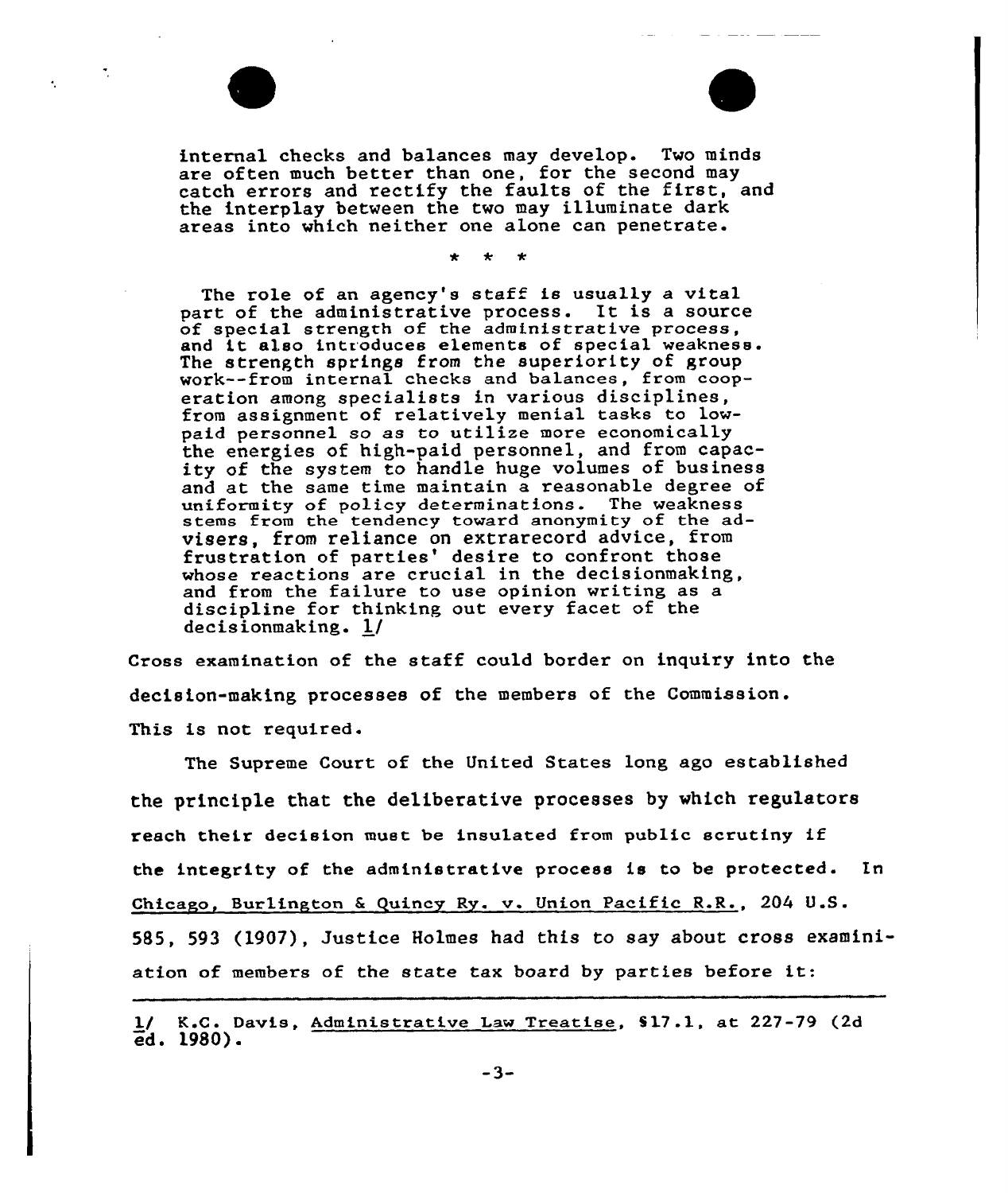> internal checks and balances may develop. Two minds are often much better than one, for the second may catch errors and rectify the faults of the first, and the interplay between the two may illuminate dark areas into which neither one alone can penetrate.
>
> \* \* \*
>
> The role of an agency's staff is usually a vital part of the administrative process. It is a source of special strength of the administrative process, and it also introduces elements of special weakness. The strength springs from the superiority of group work--from internal checks and balances, from cooperation among specialists in various disciplines, from assignment of relatively menial tasks to low-paid personnel so as to utilize more economically the energies of high-paid personnel, and from capacity of the system to handle huge volumes of business and at the same time maintain a reasonable degree of uniformity of policy determinations. The weakness stems from the tendency toward anonymity of the advisers, from reliance on extrarecord advice, from frustration of parties' desire to confront those whose reactions are crucial in the decisionmaking, and from the failure to use opinion writing as a discipline for thinking out every facet of the decisionmaking. 1/

Cross examination of the staff could border on inquiry into the decision-making processes of the members of the Commission. This is not required.

The Supreme Court of the United States long ago established the principle that the deliberative processes by which regulators reach their decision must be insulated from public scrutiny if the integrity of the administrative process is to be protected. In Chicago, Burlington & Quincy Ry. v. Union Pacific R.R., 204 U.S. 585, 593 (1907), Justice Holmes had this to say about cross examination of members of the state tax board by parties before it:

---

1/ K.C. Davis, Administrative Law Treatise, §17.1, at 227-79 (2d ed. 1980).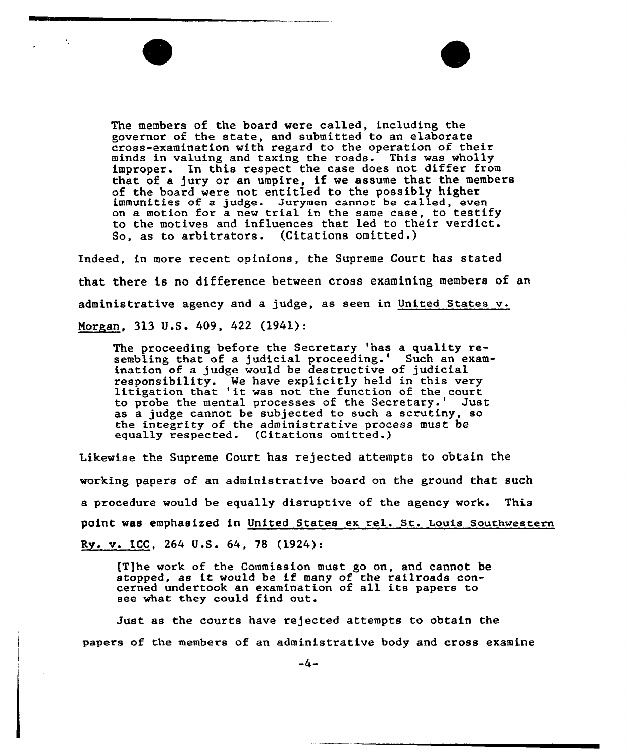> The members of the board were called, including the governor of the state, and submitted to an elaborate cross-examination with regard to the operation of their minds in valuing and taxing the roads. This was wholly improper. In this respect the case does not differ from that of a jury or an umpire, if we assume that the members of the board were not entitled to the possibly higher immunities of a judge. Jurymen cannot be called, even on a motion for a new trial in the same case, to testify to the motives and influences that led to their verdict. So, as to arbitrators. (Citations omitted.)

Indeed, in more recent opinions, the Supreme Court has stated that there is no difference between cross examining members of an administrative agency and a judge, as seen in United States v. Morgan, 313 U.S. 409, 422 (1941):

> The proceeding before the Secretary 'has a quality resembling that of a judicial proceeding.' Such an examination of a judge would be destructive of judicial responsibility. We have explicitly held in this very litigation that 'it was not the function of the court to probe the mental processes of the Secretary.' Just as a judge cannot be subjected to such a scrutiny, so the integrity of the administrative process must be equally respected. (Citations omitted.)

Likewise the Supreme Court has rejected attempts to obtain the working papers of an administrative board on the ground that such a procedure would be equally disruptive of the agency work. This point was emphasized in United States ex rel. St. Louis Southwestern Ry. v. ICC, 264 U.S. 64, 78 (1924):

> [T]he work of the Commission must go on, and cannot be stopped, as it would be if many of the railroads concerned undertook an examination of all its papers to see what they could find out.

Just as the courts have rejected attempts to obtain the papers of the members of an administrative body and cross examine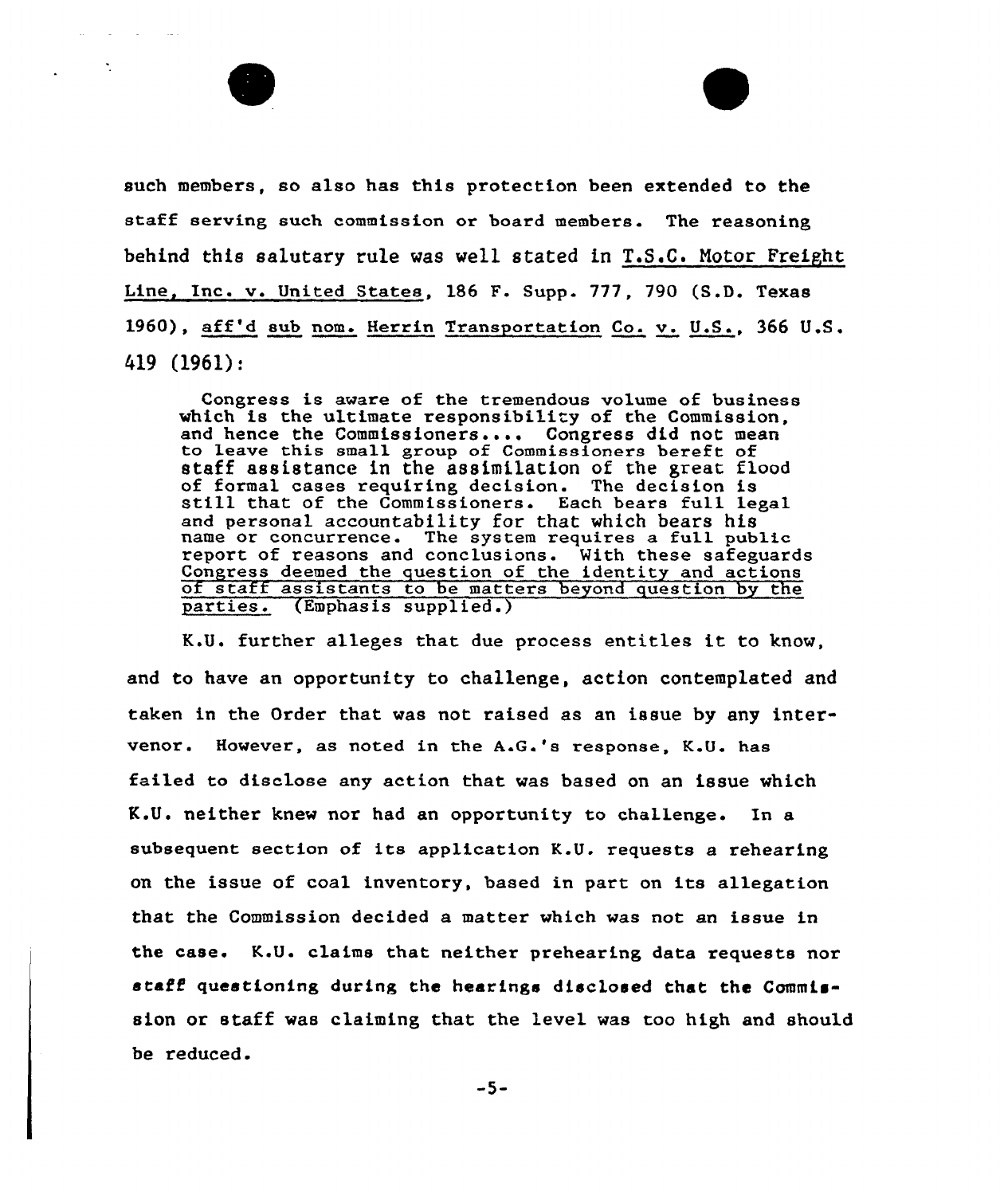such members, so also has this protection been extended to the staff serving such commission or board members. The reasoning behind this salutary rule was well stated in T.S.C. Motor Freight Line, Inc. v. United States, 186 F. Supp. 777, 790 (S.D. Texas 1960), aff'd sub nom. Herrin Transportation Co. v. U.S., 366 U.S. 419 (1961):

> Congress is aware of the tremendous volume of business which is the ultimate responsibility of the Commission, and hence the Commissioners.... Congress did not mean to leave this small group of Commissioners bereft of staff assistance in the assimilation of the great flood of formal cases requiring decision. The decision is still that of the Commissioners. Each bears full legal and personal accountability for that which bears his name or concurrence. The system requires a full public report of reasons and conclusions. With these safeguards Congress deemed the question of the identity and actions of staff assistants to be matters beyond question by the parties. (Emphasis supplied.)

K.U. further alleges that due process entitles it to know, and to have an opportunity to challenge, action contemplated and taken in the Order that was not raised as an issue by any intervenor. However, as noted in the A.G.'s response, K.U. has failed to disclose any action that was based on an issue which K.U. neither knew nor had an opportunity to challenge. In a subsequent section of its application K.U. requests a rehearing on the issue of coal inventory, based in part on its allegation that the Commission decided a matter which was not an issue in the case. K.U. claims that neither prehearing data requests nor staff questioning during the hearings disclosed that the Commission or staff was claiming that the level was too high and should be reduced.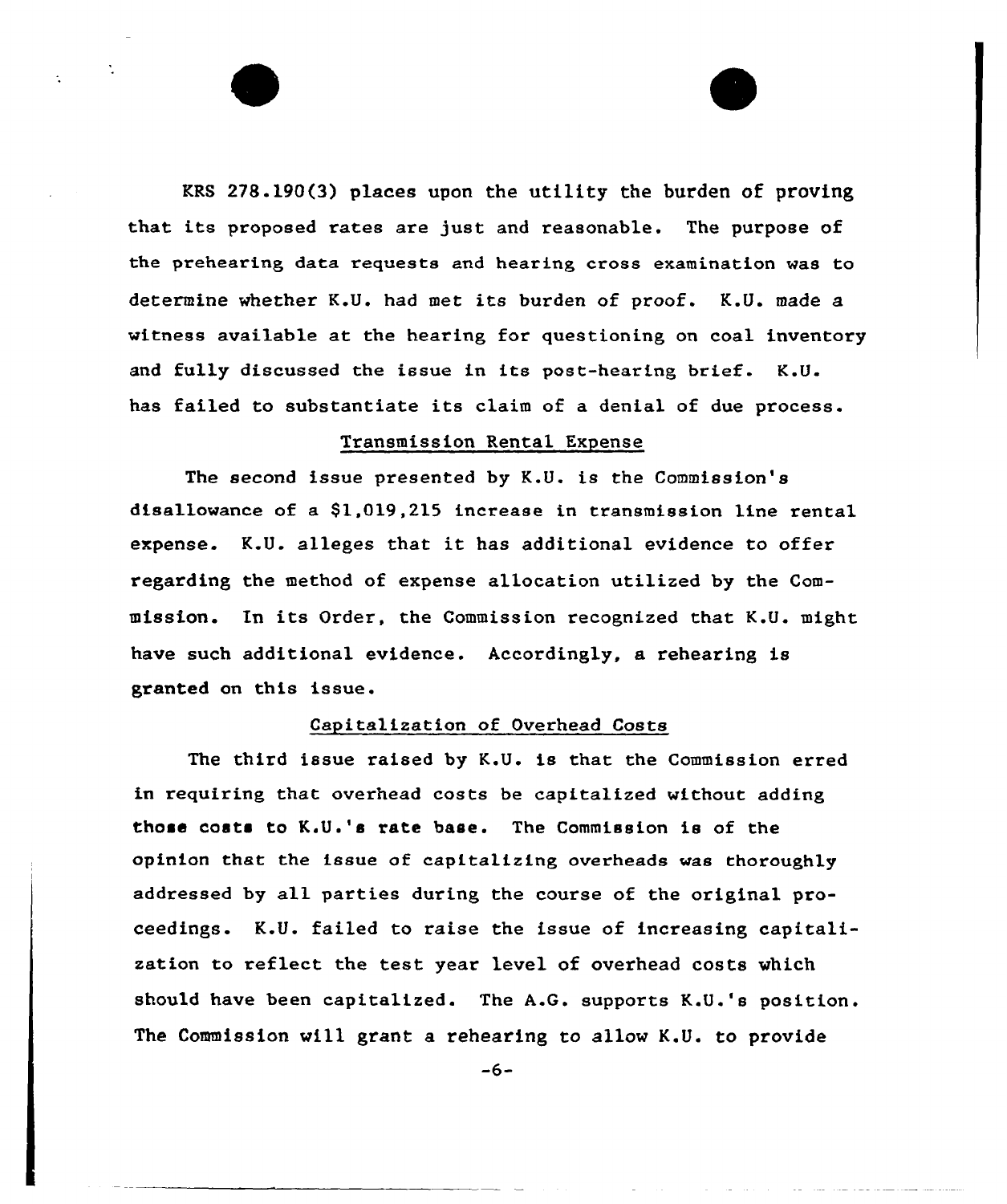KRS 278.190(3) places upon the utility the burden of proving that its proposed rates are just and reasonable. The purpose of the prehearing data requests and hearing cross examination was to determine whether K.U. had met its burden of proof. K.U. made a witness available at the hearing for questioning on coal inventory and fully discussed the issue in its post-hearing brief. K.U. has failed to substantiate its claim of a denial of due process.

## Transmission Rental Expense

The second issue presented by K.U. is the Commission's disallowance of a $1,019,215 increase in transmission line rental expense. K.U. alleges that it has additional evidence to offer regarding the method of expense allocation utilized by the Commission. In its Order, the Commission recognized that K.U. might have such additional evidence. Accordingly, a rehearing is granted on this issue.

## Capitalization of Overhead Costs

The third issue raised by K.U. is that the Commission erred in requiring that overhead costs be capitalized without adding those costs to K.U.'s rate base. The Commission is of the opinion that the issue of capitalizing overheads was thoroughly addressed by all parties during the course of the original proceedings. K.U. failed to raise the issue of increasing capitalization to reflect the test year level of overhead costs which should have been capitalized. The A.G. supports K.U.'s position. The Commission will grant a rehearing to allow K.U. to provide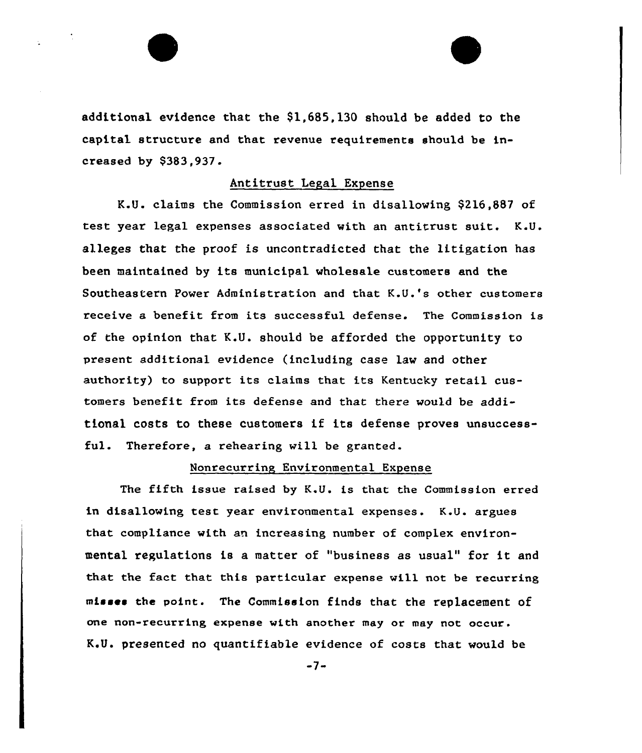additional evidence that the $1,685,130 should be added to the capital structure and that revenue requirements should be increased by $383,937.

Antitrust Legal Expense

K.U. claims the Commission erred in disallowing $216,887 of test year legal expenses associated with an antitrust suit. K.U. alleges that the proof is uncontradicted that the litigation has been maintained by its municipal wholesale customers and the Southeastern Power Administration and that K.U.'s other customers receive a benefit from its successful defense. The Commission is of the opinion that K.U. should be afforded the opportunity to present additional evidence (including case law and other authority) to support its claims that its Kentucky retail customers benefit from its defense and that there would be additional costs to these customers if its defense proves unsuccessful. Therefore, a rehearing will be granted.

Nonrecurring Environmental Expense

The fifth issue raised by K.U. is that the Commission erred in disallowing test year environmental expenses. K.U. argues that compliance with an increasing number of complex environmental regulations is a matter of "business as usual" for it and that the fact that this particular expense will not be recurring misses the point. The Commission finds that the replacement of one non-recurring expense with another may or may not occur. K.U. presented no quantifiable evidence of costs that would be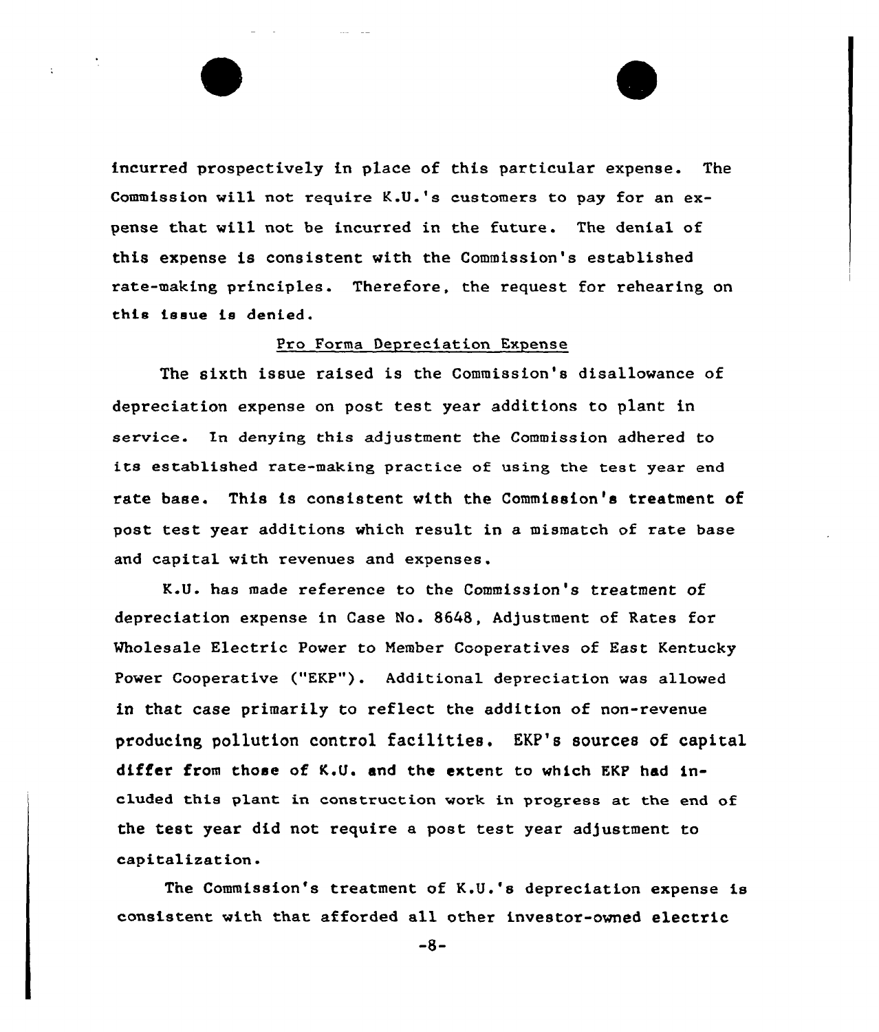incurred prospectively in place of this particular expense. The Commission will not require K.U.'s customers to pay for an expense that will not be incurred in the future. The denial of this expense is consistent with the Commission's established rate-making principles. Therefore, the request for rehearing on this issue is denied.

## Pro Forma Depreciation Expense

The sixth issue raised is the Commission's disallowance of depreciation expense on post test year additions to plant in service. In denying this adjustment the Commission adhered to its established rate-making practice of using the test year end rate base. This is consistent with the Commission's treatment of post test year additions which result in a mismatch of rate base and capital with revenues and expenses.

K.U. has made reference to the Commission's treatment of depreciation expense in Case No. 8648, Adjustment of Rates for Wholesale Electric Power to Member Cooperatives of East Kentucky Power Cooperative ("EKP"). Additional depreciation was allowed in that case primarily to reflect the addition of non-revenue producing pollution control facilities. EKP's sources of capital differ from those of K.U. and the extent to which EKP had included this plant in construction work in progress at the end of the test year did not require a post test year adjustment to capitalization.

The Commission's treatment of K.U.'s depreciation expense is consistent with that afforded all other investor-owned electric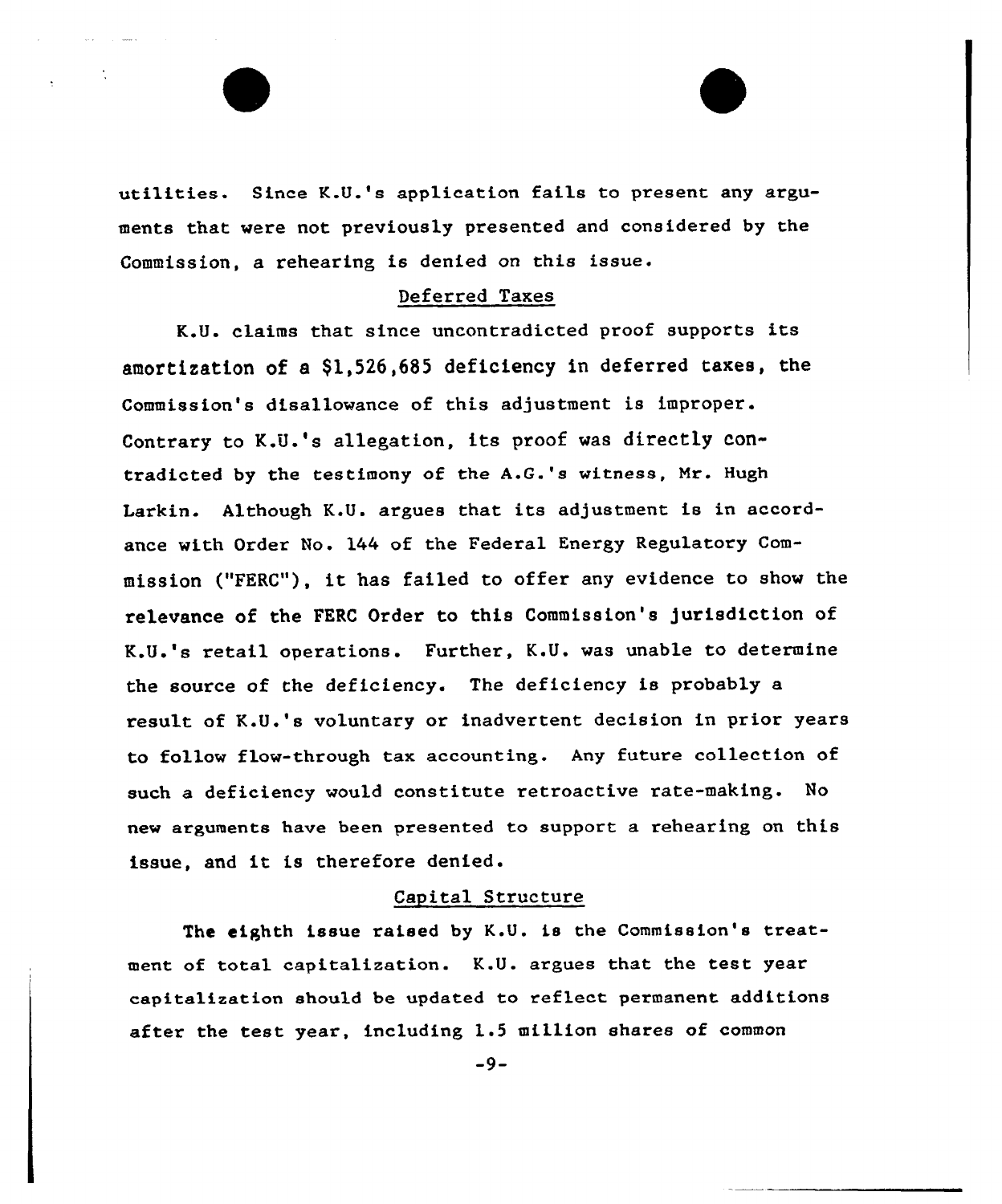utilities. Since K.U.'s application fails to present any arguments that were not previously presented and considered by the Commission, a rehearing is denied on this issue.

### Deferred Taxes

K.U. claims that since uncontradicted proof supports its amortization of a $1,526,685 deficiency in deferred taxes, the Commission's disallowance of this adjustment is improper. Contrary to K.U.'s allegation, its proof was directly contradicted by the testimony of the A.G.'s witness, Mr. Hugh Larkin. Although K.U. argues that its adjustment is in accordance with Order No. 144 of the Federal Energy Regulatory Commission ("FERC"), it has failed to offer any evidence to show the relevance of the FERC Order to this Commission's jurisdiction of K.U.'s retail operations. Further, K.U. was unable to determine the source of the deficiency. The deficiency is probably a result of K.U.'s voluntary or inadvertent decision in prior years to follow flow-through tax accounting. Any future collection of such a deficiency would constitute retroactive rate-making. No new arguments have been presented to support a rehearing on this issue, and it is therefore denied.

### Capital Structure

The eighth issue raised by K.U. is the Commission's treatment of total capitalization. K.U. argues that the test year capitalization should be updated to reflect permanent additions after the test year, including 1.5 million shares of common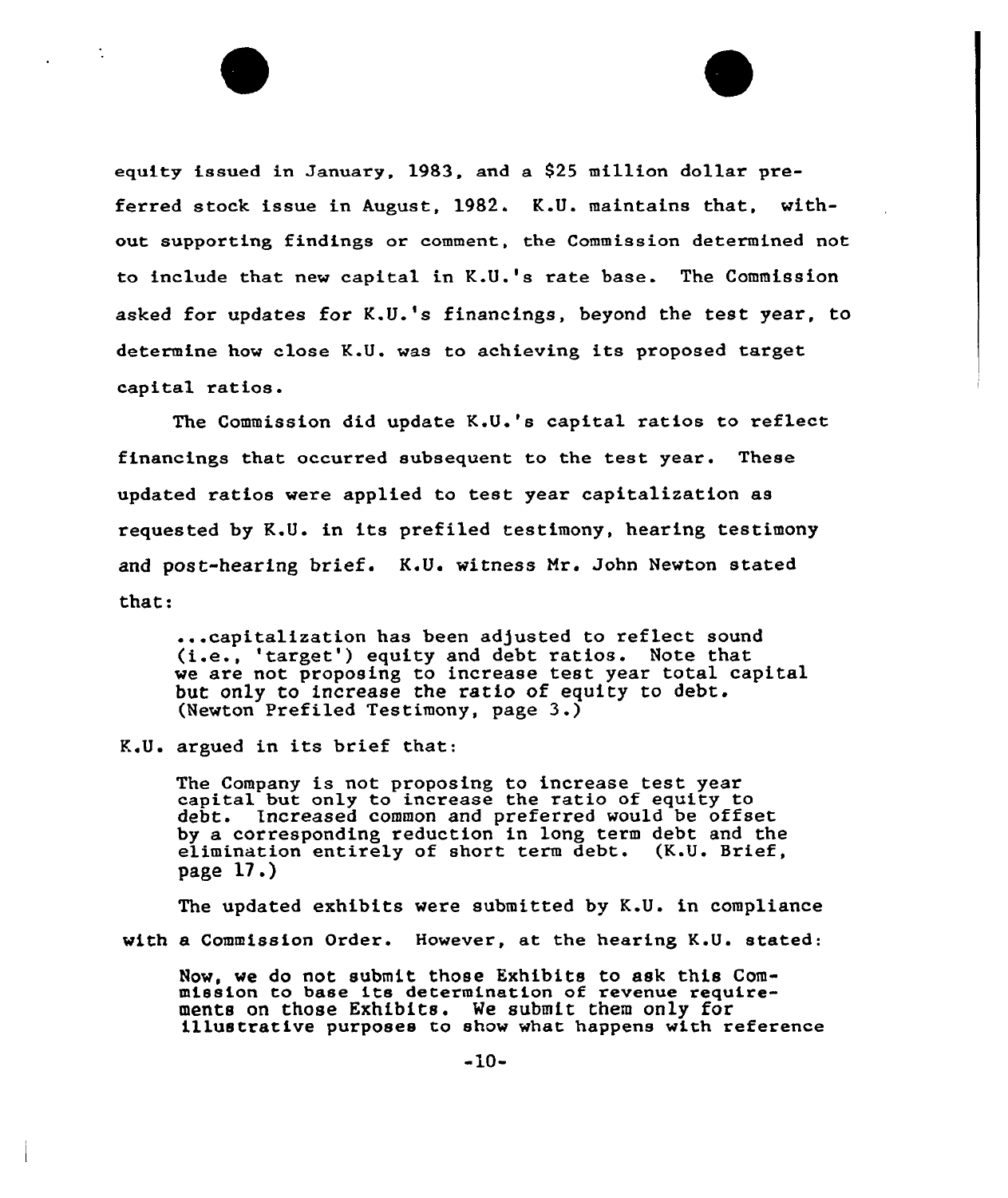equity issued in January, 1983, and a $25 million dollar preferred stock issue in August, 1982. K.U. maintains that, without supporting findings or comment, the Commission determined not to include that new capital in K.U.'s rate base. The Commission asked for updates for K.U.'s financings, beyond the test year, to determine how close K.U. was to achieving its proposed target capital ratios.

The Commission did update K.U.'s capital ratios to reflect financings that occurred subsequent to the test year. These updated ratios were applied to test year capitalization as requested by K.U. in its prefiled testimony, hearing testimony and post-hearing brief. K.U. witness Mr. John Newton stated that:

> ...capitalization has been adjusted to reflect sound (i.e., 'target') equity and debt ratios. Note that we are not proposing to increase test year total capital but only to increase the ratio of equity to debt. (Newton Prefiled Testimony, page 3.)

K.U. argued in its brief that:

> The Company is not proposing to increase test year capital but only to increase the ratio of equity to debt. Increased common and preferred would be offset by a corresponding reduction in long term debt and the elimination entirely of short term debt. (K.U. Brief, page 17.)

The updated exhibits were submitted by K.U. in compliance with a Commission Order. However, at the hearing K.U. stated:

> Now, we do not submit those Exhibits to ask this Commission to base its determination of revenue requirements on those Exhibits. We submit them only for illustrative purposes to show what happens with reference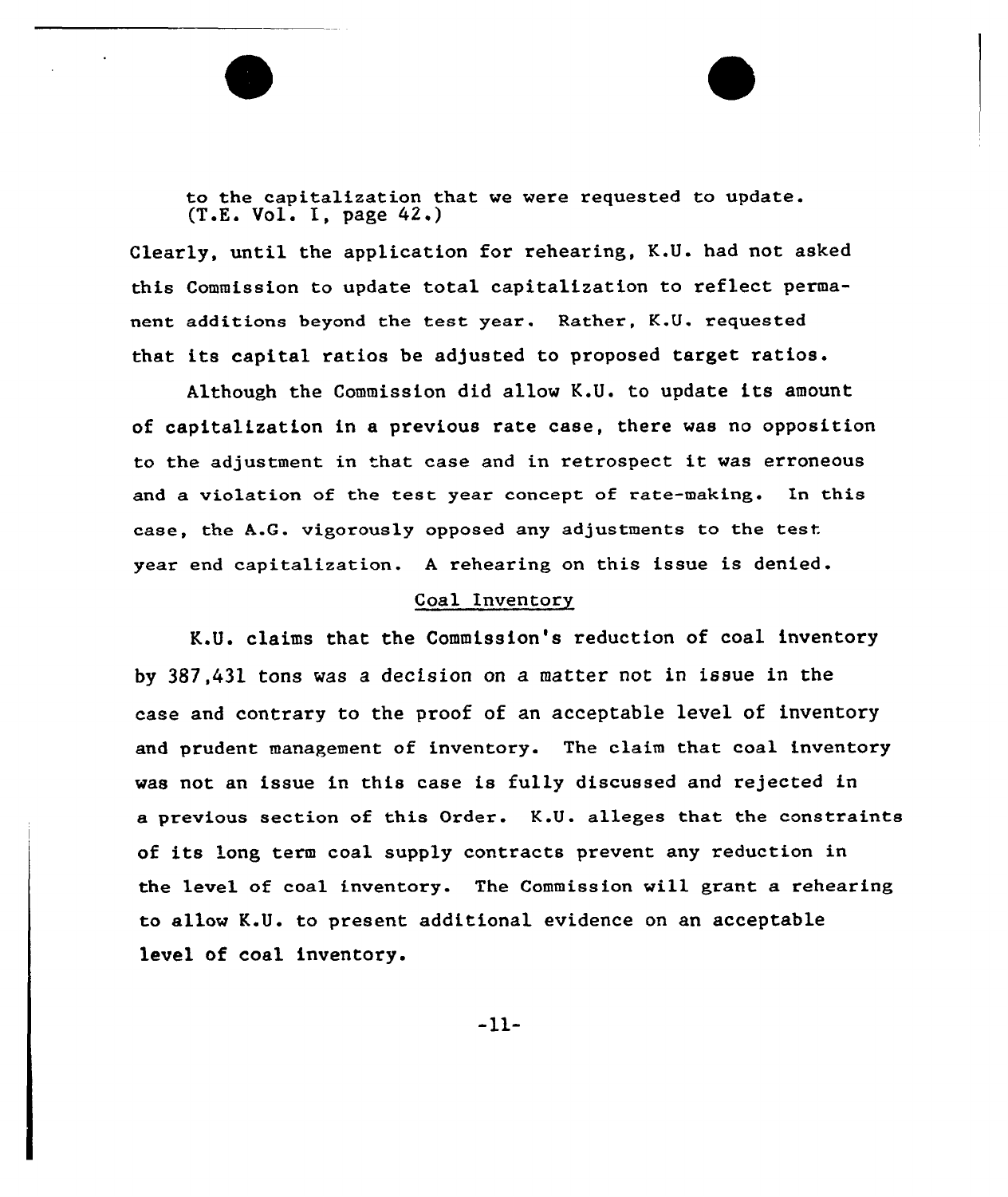> to the capitalization that we were requested to update. (T.E. Vol. I, page 42.)

Clearly, until the application for rehearing, K.U. had not asked this Commission to update total capitalization to reflect permanent additions beyond the test year. Rather, K.U. requested that its capital ratios be adjusted to proposed target ratios.

Although the Commission did allow K.U. to update its amount of capitalization in a previous rate case, there was no opposition to the adjustment in that case and in retrospect it was erroneous and a violation of the test year concept of rate-making. In this case, the A.G. vigorously opposed any adjustments to the test year end capitalization. A rehearing on this issue is denied.

## Coal Inventory

K.U. claims that the Commission's reduction of coal inventory by 387,431 tons was a decision on a matter not in issue in the case and contrary to the proof of an acceptable level of inventory and prudent management of inventory. The claim that coal inventory was not an issue in this case is fully discussed and rejected in a previous section of this Order. K.U. alleges that the constraints of its long term coal supply contracts prevent any reduction in the level of coal inventory. The Commission will grant a rehearing to allow K.U. to present additional evidence on an acceptable level of coal inventory.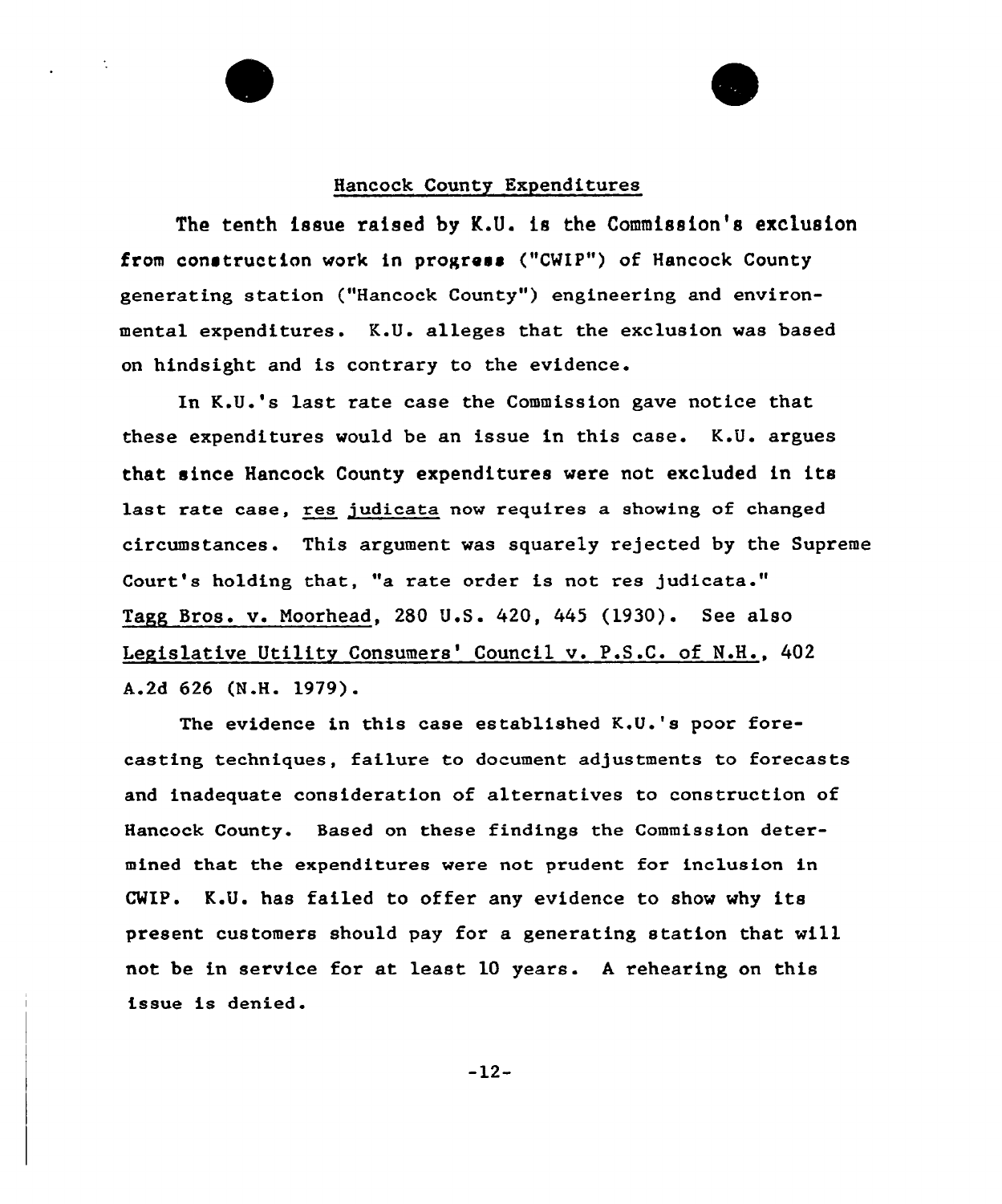## Hancock County Expenditures

The tenth issue raised by K.U. is the Commission's exclusion from construction work in progress ("CWIP") of Hancock County generating station ("Hancock County") engineering and environmental expenditures. K.U. alleges that the exclusion was based on hindsight and is contrary to the evidence.

In K.U.'s last rate case the Commission gave notice that these expenditures would be an issue in this case. K.U. argues that since Hancock County expenditures were not excluded in its last rate case, res judicata now requires a showing of changed circumstances. This argument was squarely rejected by the Supreme Court's holding that, "a rate order is not res judicata." Tagg Bros. v. Moorhead, 280 U.S. 420, 445 (1930). See also Legislative Utility Consumers' Council v. P.S.C. of N.H., 402 A.2d 626 (N.H. 1979).

The evidence in this case established K.U.'s poor forecasting techniques, failure to document adjustments to forecasts and inadequate consideration of alternatives to construction of Hancock County. Based on these findings the Commission determined that the expenditures were not prudent for inclusion in CWIP. K.U. has failed to offer any evidence to show why its present customers should pay for a generating station that will not be in service for at least 10 years. A rehearing on this issue is denied.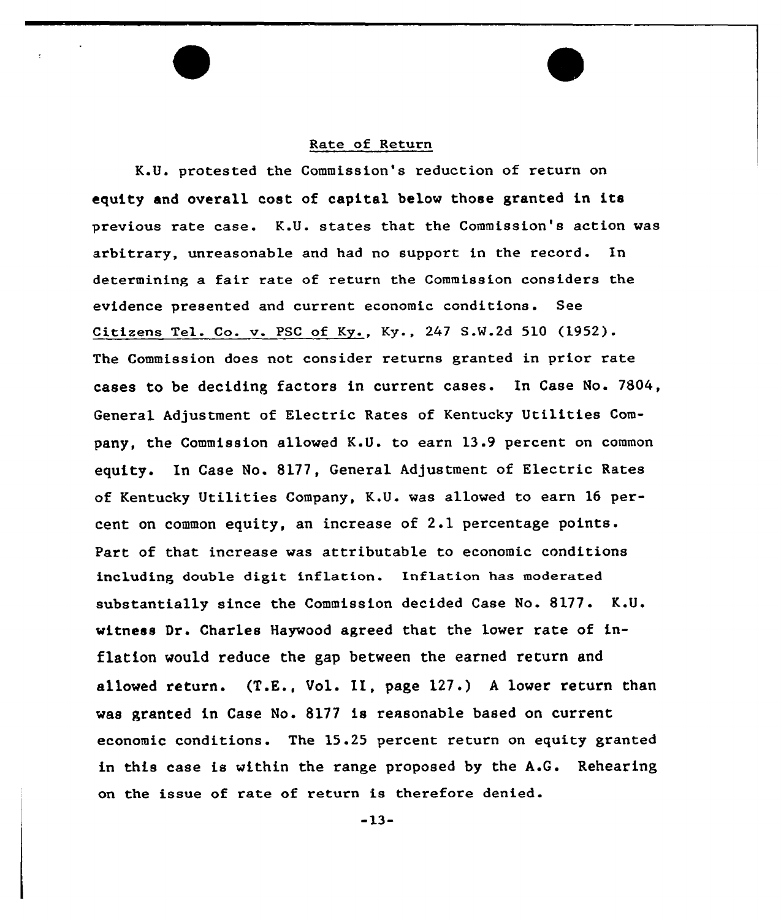## Rate of Return

K.U. protested the Commission's reduction of return on equity and overall cost of capital below those granted in its previous rate case. K.U. states that the Commission's action was arbitrary, unreasonable and had no support in the record. In determining a fair rate of return the Commission considers the evidence presented and current economic conditions. See Citizens Tel. Co. v. PSC of Ky., Ky., 247 S.W.2d 510 (1952). The Commission does not consider returns granted in prior rate cases to be deciding factors in current cases. In Case No. 7804, General Adjustment of Electric Rates of Kentucky Utilities Company, the Commission allowed K.U. to earn 13.9 percent on common equity. In Case No. 8177, General Adjustment of Electric Rates of Kentucky Utilities Company, K.U. was allowed to earn 16 percent on common equity, an increase of 2.1 percentage points. Part of that increase was attributable to economic conditions including double digit inflation. Inflation has moderated substantially since the Commission decided Case No. 8177. K.U. witness Dr. Charles Haywood agreed that the lower rate of inflation would reduce the gap between the earned return and allowed return. (T.E., Vol. II, page 127.) A lower return than was granted in Case No. 8177 is reasonable based on current economic conditions. The 15.25 percent return on equity granted in this case is within the range proposed by the A.G. Rehearing on the issue of rate of return is therefore denied.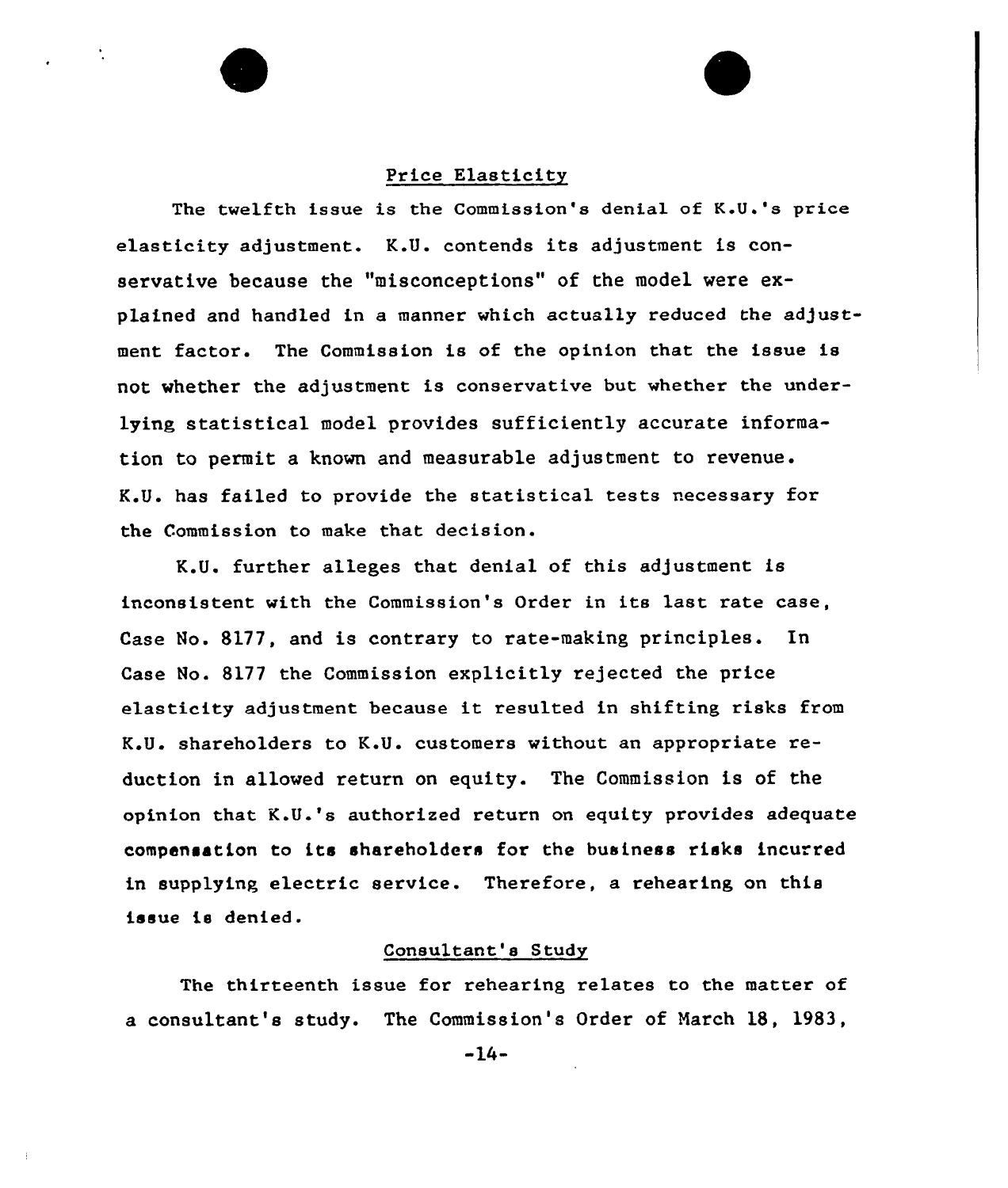## Price Elasticity

The twelfth issue is the Commission's denial of K.U.'s price elasticity adjustment. K.U. contends its adjustment is conservative because the "misconceptions" of the model were explained and handled in a manner which actually reduced the adjustment factor. The Commission is of the opinion that the issue is not whether the adjustment is conservative but whether the underlying statistical model provides sufficiently accurate information to permit a known and measurable adjustment to revenue. K.U. has failed to provide the statistical tests necessary for the Commission to make that decision.

K.U. further alleges that denial of this adjustment is inconsistent with the Commission's Order in its last rate case, Case No. 8177, and is contrary to rate-making principles. In Case No. 8177 the Commission explicitly rejected the price elasticity adjustment because it resulted in shifting risks from K.U. shareholders to K.U. customers without an appropriate reduction in allowed return on equity. The Commission is of the opinion that K.U.'s authorized return on equity provides adequate compensation to its shareholders for the business risks incurred in supplying electric service. Therefore, a rehearing on this issue is denied.

## Consultant's Study

The thirteenth issue for rehearing relates to the matter of a consultant's study. The Commission's Order of March 18, 1983,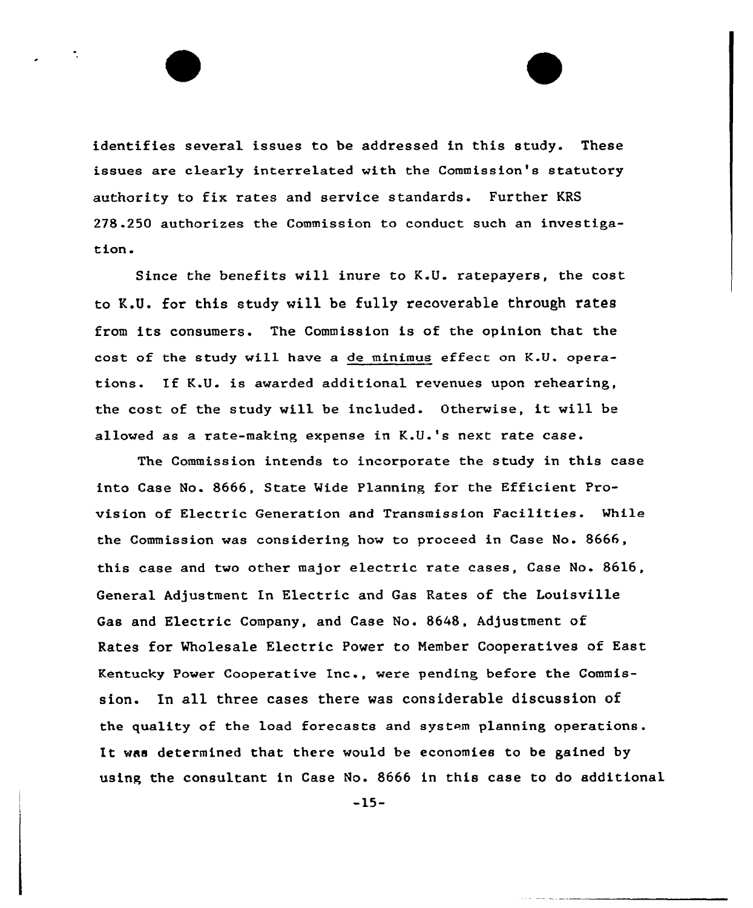identifies several issues to be addressed in this study. These issues are clearly interrelated with the Commission's statutory authority to fix rates and service standards. Further KRS 278.250 authorizes the Commission to conduct such an investigation.

Since the benefits will inure to K.U. ratepayers, the cost to K.U. for this study will be fully recoverable through rates from its consumers. The Commission is of the opinion that the cost of the study will have a de minimus effect on K.U. operations. If K.U. is awarded additional revenues upon rehearing, the cost of the study will be included. Otherwise, it will be allowed as a rate-making expense in K.U.'s next rate case.

The Commission intends to incorporate the study in this case into Case No. 8666, State Wide Planning for the Efficient Provision of Electric Generation and Transmission Facilities. While the Commission was considering how to proceed in Case No. 8666, this case and two other major electric rate cases, Case No. 8616, General Adjustment In Electric and Gas Rates of the Louisville Gas and Electric Company, and Case No. 8648, Adjustment of Rates for Wholesale Electric Power to Member Cooperatives of East Kentucky Power Cooperative Inc., were pending before the Commission. In all three cases there was considerable discussion of the quality of the load forecasts and system planning operations. It was determined that there would be economies to be gained by using the consultant in Case No. 8666 in this case to do additional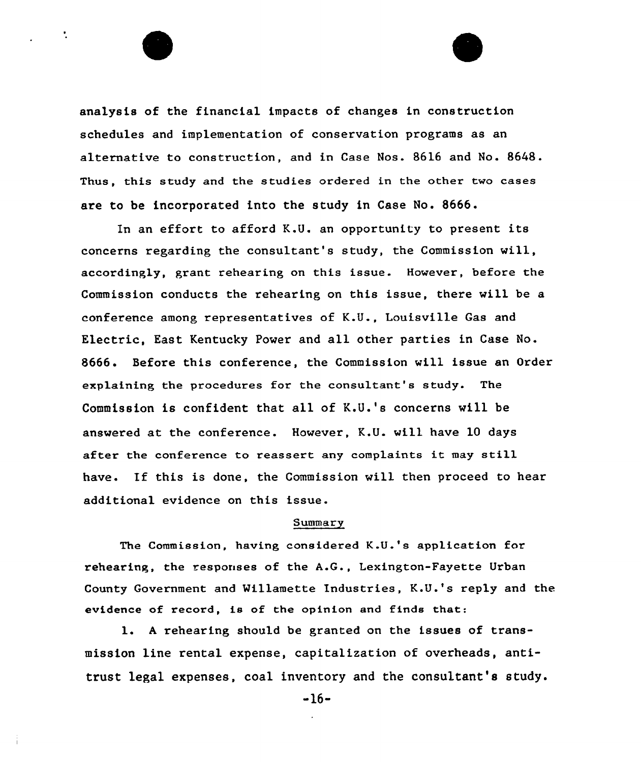analysis of the financial impacts of changes in construction schedules and implementation of conservation programs as an alternative to construction, and in Case Nos. 8616 and No. 8648. Thus, this study and the studies ordered in the other two cases are to be incorporated into the study in Case No. 8666.

In an effort to afford K.U. an opportunity to present its concerns regarding the consultant's study, the Commission will, accordingly, grant rehearing on this issue. However, before the Commission conducts the rehearing on this issue, there will be a conference among representatives of K.U., Louisville Gas and Electric, East Kentucky Power and all other parties in Case No. 8666. Before this conference, the Commission will issue an Order explaining the procedures for the consultant's study. The Commission is confident that all of K.U.'s concerns will be answered at the conference. However, K.U. will have 10 days after the conference to reassert any complaints it may still have. If this is done, the Commission will then proceed to hear additional evidence on this issue.

## Summary

The Commission, having considered K.U.'s application for rehearing, the responses of the A.G., Lexington-Fayette Urban County Government and Willamette Industries, K.U.'s reply and the evidence of record, is of the opinion and finds that:

1. A rehearing should be granted on the issues of transmission line rental expense, capitalization of overheads, antitrust legal expenses, coal inventory and the consultant's study.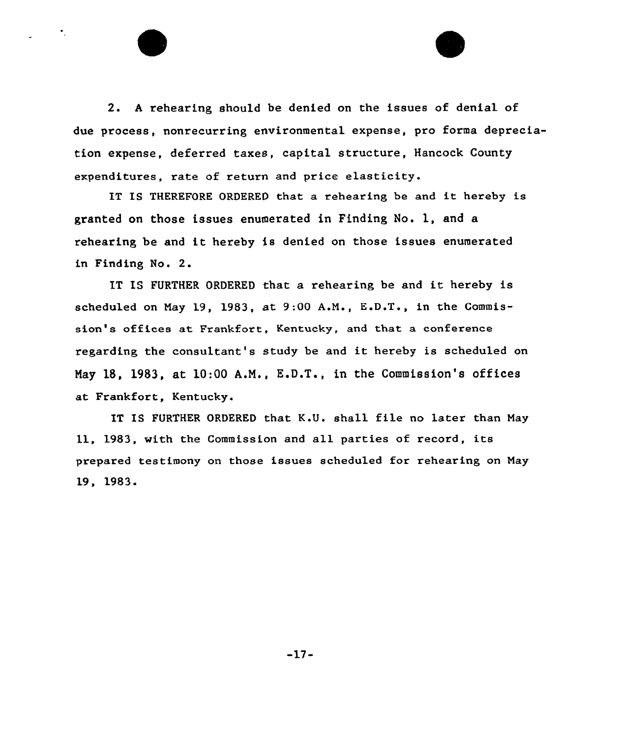2. A rehearing should be denied on the issues of denial of due process, nonrecurring environmental expense, pro forma depreciation expense, deferred taxes, capital structure, Hancock County expenditures, rate of return and price elasticity.

IT IS THEREFORE ORDERED that a rehearing be and it hereby is granted on those issues enumerated in Finding No. 1, and a rehearing be and it hereby is denied on those issues enumerated in Finding No. 2.

IT IS FURTHER ORDERED that a rehearing be and it hereby is scheduled on May 19, 1983, at 9:00 A.M., E.D.T., in the Commission's offices at Frankfort, Kentucky, and that a conference regarding the consultant's study be and it hereby is scheduled on May 18, 1983, at 10:00 A.M., E.D.T., in the Commission's offices at Frankfort, Kentucky.

IT IS FURTHER ORDERED that K.U. shall file no later than May 11, 1983, with the Commission and all parties of record, its prepared testimony on those issues scheduled for rehearing on May 19, 1983.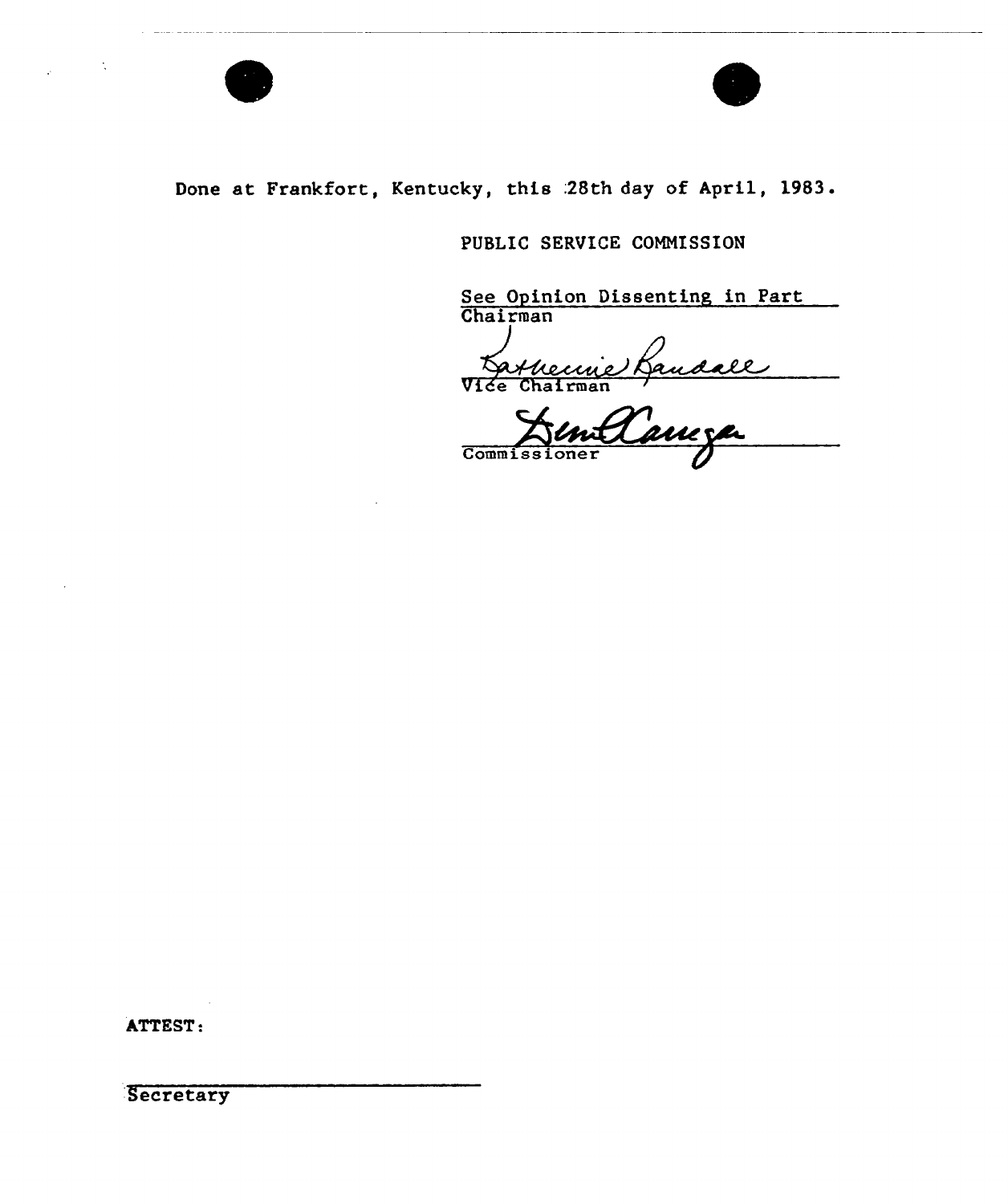Done at Frankfort, Kentucky, this 28th day of April, 1983.

PUBLIC SERVICE COMMISSION

See Opinion Dissenting in Part
Chairman

Katherine Randall
Vice Chairman

Commissioner

ATTEST:

Secretary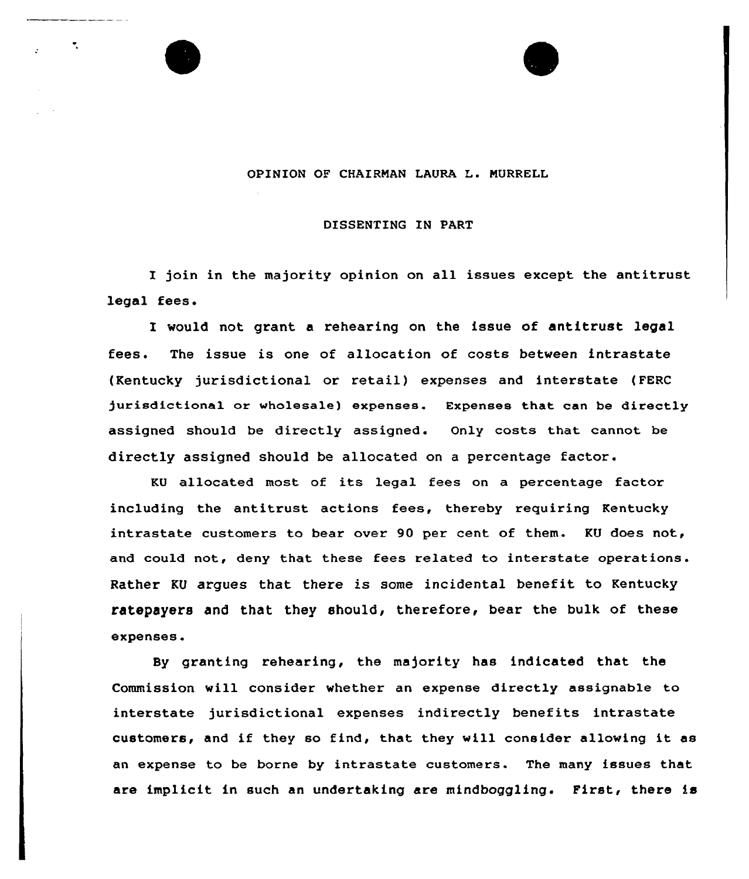OPINION OF CHAIRMAN LAURA L. MURRELL

DISSENTING IN PART

I join in the majority opinion on all issues except the antitrust legal fees.

I would not grant a rehearing on the issue of antitrust legal fees. The issue is one of allocation of costs between intrastate (Kentucky jurisdictional or retail) expenses and interstate (FERC jurisdictional or wholesale) expenses. Expenses that can be directly assigned should be directly assigned. Only costs that cannot be directly assigned should be allocated on a percentage factor.

KU allocated most of its legal fees on a percentage factor including the antitrust actions fees, thereby requiring Kentucky intrastate customers to bear over 90 per cent of them. KU does not, and could not, deny that these fees related to interstate operations. Rather KU argues that there is some incidental benefit to Kentucky ratepayers and that they should, therefore, bear the bulk of these expenses.

By granting rehearing, the majority has indicated that the Commission will consider whether an expense directly assignable to interstate jurisdictional expenses indirectly benefits intrastate customers, and if they so find, that they will consider allowing it as an expense to be borne by intrastate customers. The many issues that are implicit in such an undertaking are mindboggling. First, there is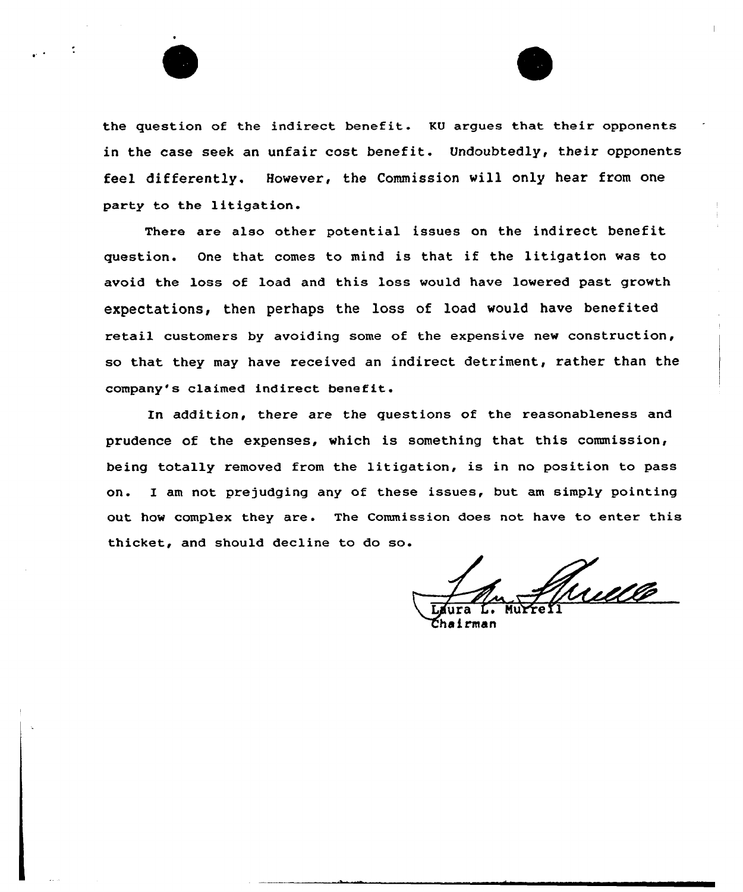the question of the indirect benefit. KU argues that their opponents in the case seek an unfair cost benefit. Undoubtedly, their opponents feel differently. However, the Commission will only hear from one party to the litigation.

There are also other potential issues on the indirect benefit question. One that comes to mind is that if the litigation was to avoid the loss of load and this loss would have lowered past growth expectations, then perhaps the loss of load would have benefited retail customers by avoiding some of the expensive new construction, so that they may have received an indirect detriment, rather than the company's claimed indirect benefit.

In addition, there are the questions of the reasonableness and prudence of the expenses, which is something that this commission, being totally removed from the litigation, is in no position to pass on. I am not prejudging any of these issues, but am simply pointing out how complex they are. The Commission does not have to enter this thicket, and should decline to do so.

Laura L. Murrell
Chairman